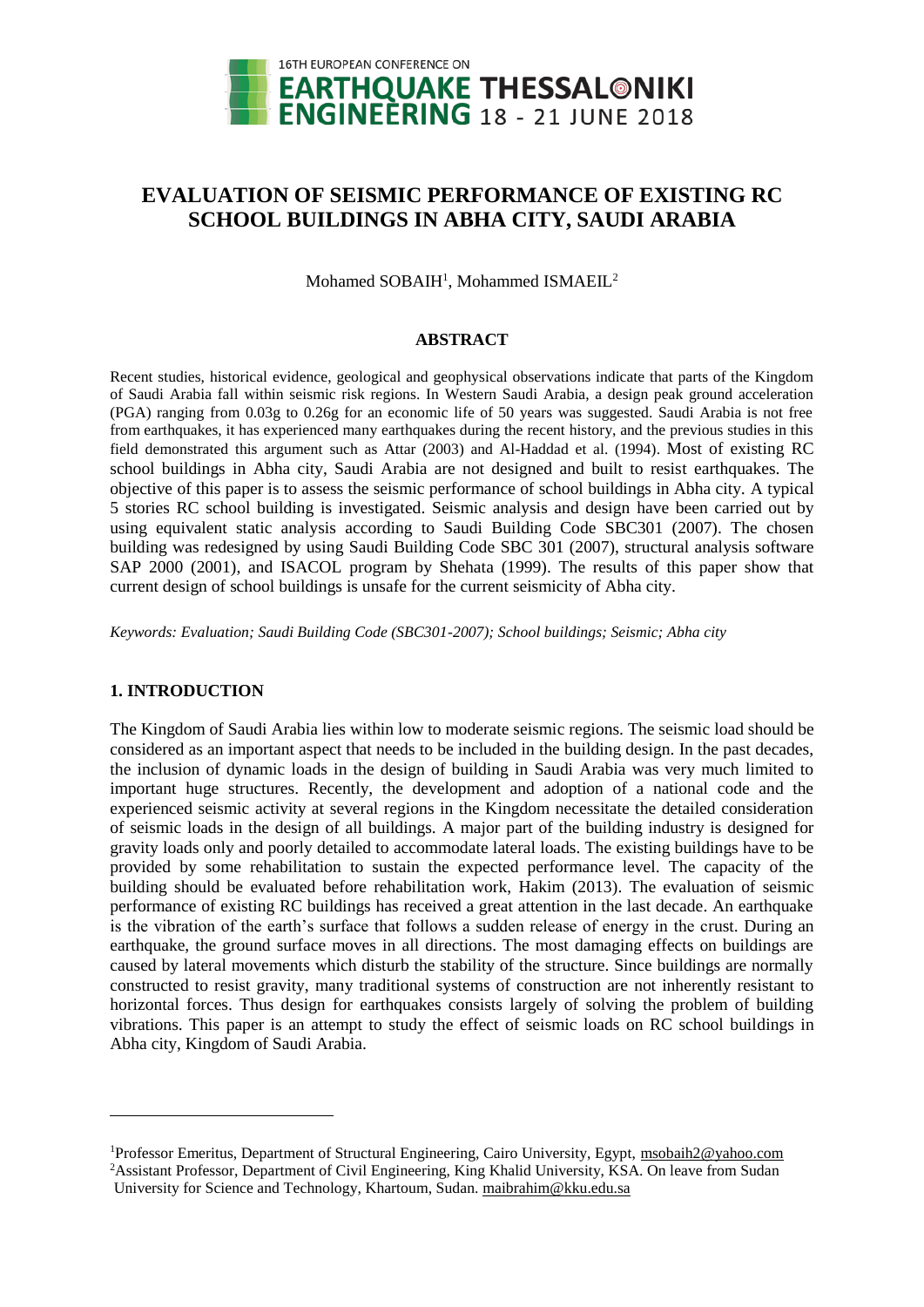# EVALUATION OF SEISMIC PERFORMANCE OF EXISTING RC SCHOOL BUILDINGS IN ABHA CITY, SAUDI ARABIA

Mohamed SOBAIH[1], Mohammed ISMAEIL[2]

## ABSTRACT

Recent studies, historical evidence, geological and geophysical observations indicate that parts of the Kingdom of Saudi Arabia fall within seismic risk regions. In Western Saudi Arabia, a design peak ground acceleration (PGA) ranging from 0.03g to 0.26g for an economic life of 50 years was suggested. Saudi Arabia is not free from earthquakes, it has experienced many earthquakes during the recent history, and the previous studies in this field demonstrated this argument such as Attar (2003) and Al-Haddad et al. (1994). Most of existing RC school buildings in Abha city, Saudi Arabia are not designed and built to resist earthquakes. The objective of this paper is to assess the seismic performance of school buildings in Abha city. A typical 5 stories RC school building is investigated. Seismic analysis and design have been carried out by using equivalent static analysis according to Saudi Building Code SBC301 (2007). The chosen building was redesigned by using Saudi Building Code SBC 301 (2007), structural analysis software SAP 2000 (2001), and ISACOL program by Shehata (1999). The results of this paper show that current design of school buildings is unsafe for the current seismicity of Abha city.

*Keywords: Evaluation; Saudi Building Code (SBC301-2007); School buildings; Seismic; Abha city*

## 1. INTRODUCTION

The Kingdom of Saudi Arabia lies within low to moderate seismic regions. The seismic load should be considered as an important aspect that needs to be included in the building design. In the past decades, the inclusion of dynamic loads in the design of building in Saudi Arabia was very much limited to important huge structures. Recently, the development and adoption of a national code and the experienced seismic activity at several regions in the Kingdom necessitate the detailed consideration of seismic loads in the design of all buildings. A major part of the building industry is designed for gravity loads only and poorly detailed to accommodate lateral loads. The existing buildings have to be provided by some rehabilitation to sustain the expected performance level. The capacity of the building should be evaluated before rehabilitation work, Hakim (2013). The evaluation of seismic performance of existing RC buildings has received a great attention in the last decade. An earthquake is the vibration of the earth's surface that follows a sudden release of energy in the crust. During an earthquake, the ground surface moves in all directions. The most damaging effects on buildings are caused by lateral movements which disturb the stability of the structure. Since buildings are normally constructed to resist gravity, many traditional systems of construction are not inherently resistant to horizontal forces. Thus design for earthquakes consists largely of solving the problem of building vibrations. This paper is an attempt to study the effect of seismic loads on RC school buildings in Abha city, Kingdom of Saudi Arabia.

---

[1]Professor Emeritus, Department of Structural Engineering, Cairo University, Egypt, msobaih2@yahoo.com

[2]Assistant Professor, Department of Civil Engineering, King Khalid University, KSA. On leave from Sudan University for Science and Technology, Khartoum, Sudan. maibrahim@kku.edu.sa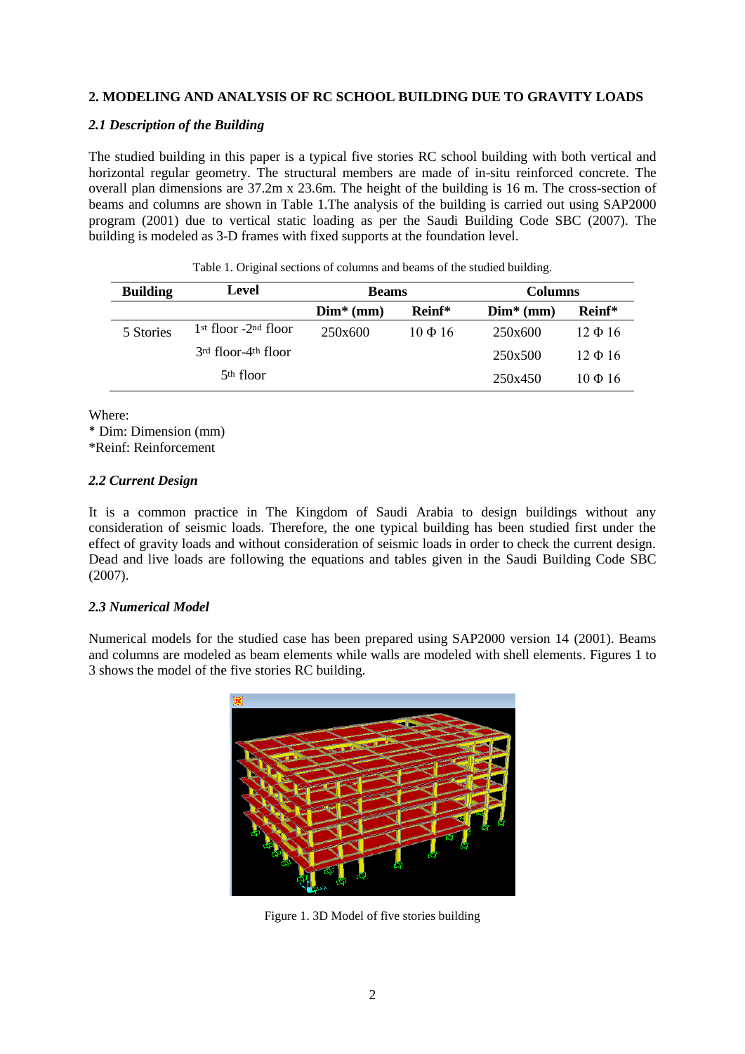## 2. MODELING AND ANALYSIS OF RC SCHOOL BUILDING DUE TO GRAVITY LOADS

### *2.1 Description of the Building*

The studied building in this paper is a typical five stories RC school building with both vertical and horizontal regular geometry. The structural members are made of in-situ reinforced concrete. The overall plan dimensions are 37.2m x 23.6m. The height of the building is 16 m. The cross-section of beams and columns are shown in Table 1.The analysis of the building is carried out using SAP2000 program (2001) due to vertical static loading as per the Saudi Building Code SBC (2007). The building is modeled as 3-D frames with fixed supports at the foundation level.

Table 1. Original sections of columns and beams of the studied building.

| Building | Level | Beams | | Columns | |
|---|---|---|---|---|---|
| | | Dim* (mm) | Reinf* | Dim* (mm) | Reinf* |
| 5 Stories | 1st floor -2nd floor | 250x600 | 10 Φ 16 | 250x600 | 12 Φ 16 |
| | 3rd floor-4th floor | | | 250x500 | 12 Φ 16 |
| | 5th floor | | | 250x450 | 10 Φ 16 |

Where:
* Dim: Dimension (mm)
*Reinf: Reinforcement

### *2.2 Current Design*

It is a common practice in The Kingdom of Saudi Arabia to design buildings without any consideration of seismic loads. Therefore, the one typical building has been studied first under the effect of gravity loads and without consideration of seismic loads in order to check the current design. Dead and live loads are following the equations and tables given in the Saudi Building Code SBC (2007).

### *2.3 Numerical Model*

Numerical models for the studied case has been prepared using SAP2000 version 14 (2001). Beams and columns are modeled as beam elements while walls are modeled with shell elements. Figures 1 to 3 shows the model of the five stories RC building.

Figure 1. 3D Model of five stories building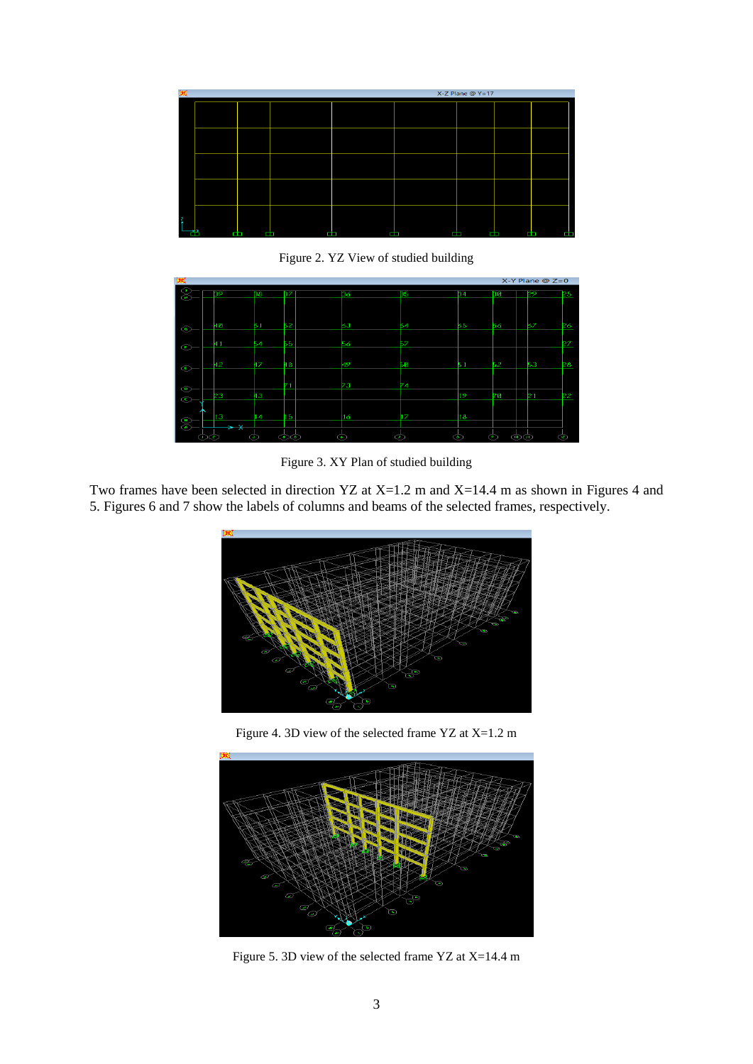Figure 2. YZ View of studied building

Figure 3. XY Plan of studied building

Two frames have been selected in direction YZ at X=1.2 m and X=14.4 m as shown in Figures 4 and 5. Figures 6 and 7 show the labels of columns and beams of the selected frames, respectively.

Figure 4. 3D view of the selected frame YZ at X=1.2 m

Figure 5. 3D view of the selected frame YZ at X=14.4 m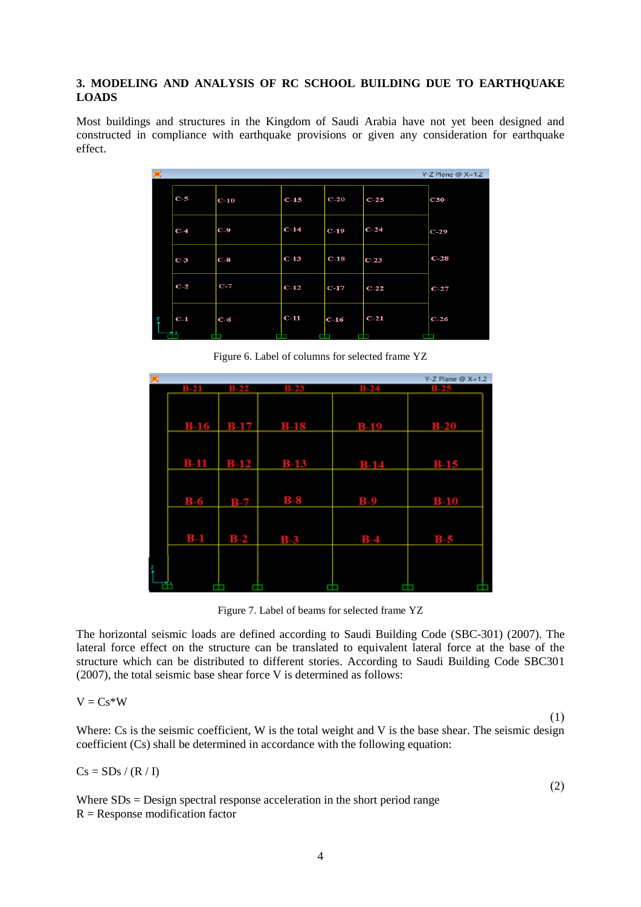## 3. MODELING AND ANALYSIS OF RC SCHOOL BUILDING DUE TO EARTHQUAKE LOADS

Most buildings and structures in the Kingdom of Saudi Arabia have not yet been designed and constructed in compliance with earthquake provisions or given any consideration for earthquake effect.

Figure 6. Label of columns for selected frame YZ

Figure 7. Label of beams for selected frame YZ

The horizontal seismic loads are defined according to Saudi Building Code (SBC-301) (2007). The lateral force effect on the structure can be translated to equivalent lateral force at the base of the structure which can be distributed to different stories. According to Saudi Building Code SBC301 (2007), the total seismic base shear force V is determined as follows:

$$V = C_s * W \quad (1)$$

Where: Cs is the seismic coefficient, W is the total weight and V is the base shear. The seismic design coefficient (Cs) shall be determined in accordance with the following equation:

$$C_s = S_{Ds} / (R / I) \quad (2)$$

Where SDs = Design spectral response acceleration in the short period range
R = Response modification factor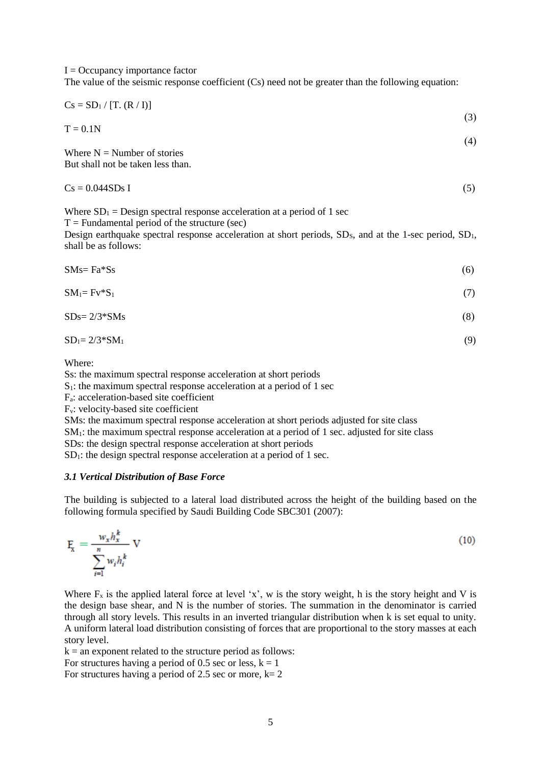I = Occupancy importance factor

The value of the seismic response coefficient (Cs) need not be greater than the following equation:

$$Cs = SD_1 / [T.\ (R / I)] \tag{3}$$

$$T = 0.1N \tag{4}$$

Where N = Number of stories

But shall not be taken less than.

$$Cs = 0.044 SDs\ I \tag{5}$$

Where $SD_1$ = Design spectral response acceleration at a period of 1 sec

T = Fundamental period of the structure (sec)

Design earthquake spectral response acceleration at short periods, $SD_S$, and at the 1-sec period, $SD_1$, shall be as follows:

$$SMs = Fa * Ss \tag{6}$$

$$SM_1 = Fv * S_1 \tag{7}$$

$$SDs = 2/3 * SMs \tag{8}$$

$$SD_1 = 2/3 * SM_1 \tag{9}$$

Where:

Ss: the maximum spectral response acceleration at short periods

$S_1$: the maximum spectral response acceleration at a period of 1 sec

$F_a$: acceleration-based site coefficient

$F_v$: velocity-based site coefficient

SMs: the maximum spectral response acceleration at short periods adjusted for site class

$SM_1$: the maximum spectral response acceleration at a period of 1 sec. adjusted for site class

SDs: the design spectral response acceleration at short periods

$SD_1$: the design spectral response acceleration at a period of 1 sec.

### *3.1 Vertical Distribution of Base Force*

The building is subjected to a lateral load distributed across the height of the building based on the following formula specified by Saudi Building Code SBC301 (2007):

$$F_x = \frac{w_x h_x^k}{\sum_{i=1}^{n} w_i h_i^k} V \tag{10}$$

Where $F_x$ is the applied lateral force at level 'x', w is the story weight, h is the story height and V is the design base shear, and N is the number of stories. The summation in the denominator is carried through all story levels. This results in an inverted triangular distribution when k is set equal to unity. A uniform lateral load distribution consisting of forces that are proportional to the story masses at each story level.

k = an exponent related to the structure period as follows:

For structures having a period of 0.5 sec or less, k = 1

For structures having a period of 2.5 sec or more, k= 2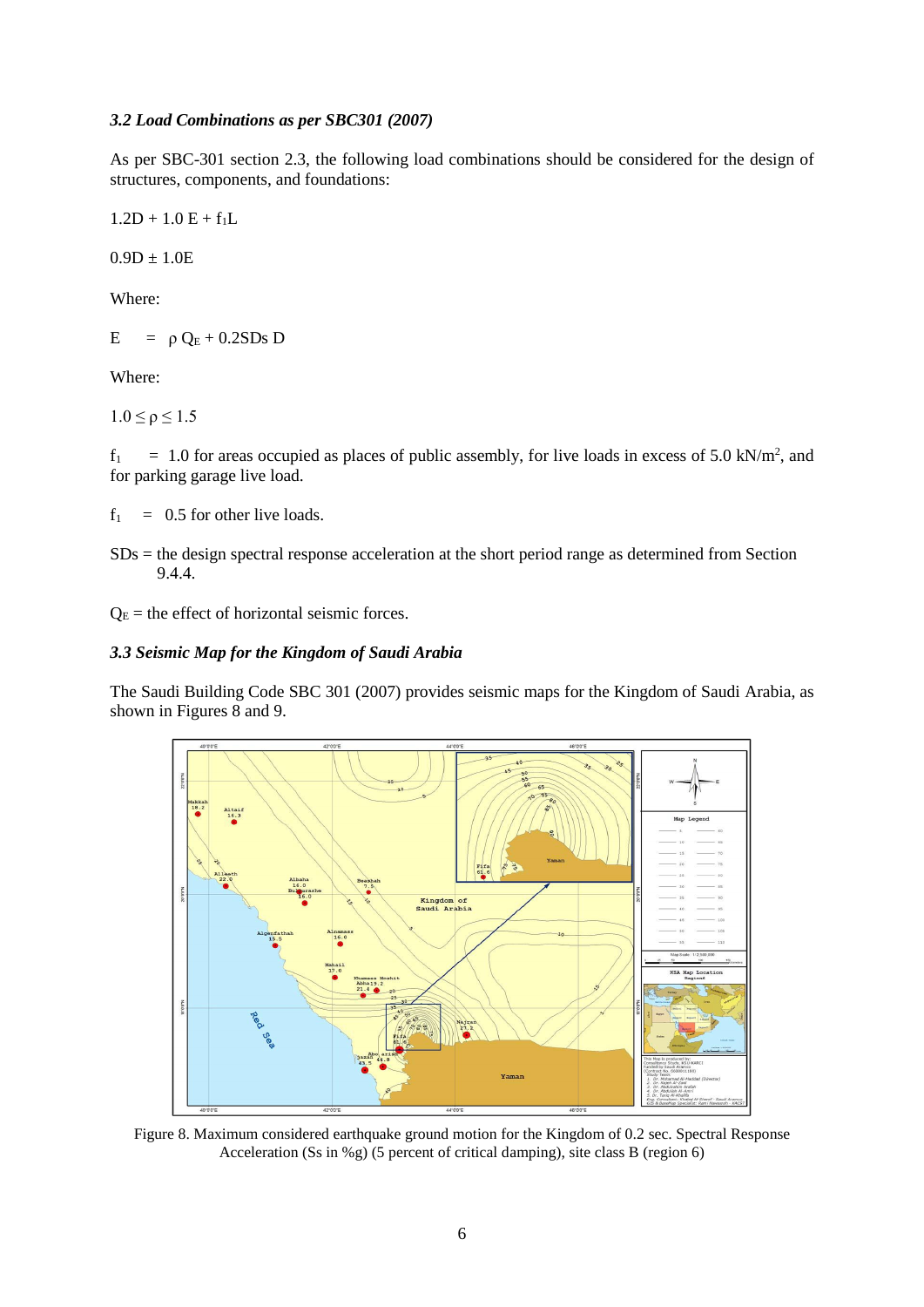### *3.2 Load Combinations as per SBC301 (2007)*

As per SBC-301 section 2.3, the following load combinations should be considered for the design of structures, components, and foundations:

$1.2D + 1.0\,E + f_1 L$

$0.9D \pm 1.0E$

Where:

$E \quad = \; \rho\, Q_E + 0.2 S_{DS}\, D$

Where:

$1.0 \leq \rho \leq 1.5$

$f_1 \quad = 1.0$ for areas occupied as places of public assembly, for live loads in excess of 5.0 kN/m$^2$, and for parking garage live load.

$f_1 \quad = \; 0.5$ for other live loads.

SDs = the design spectral response acceleration at the short period range as determined from Section 9.4.4.

$Q_E$ = the effect of horizontal seismic forces.

### *3.3 Seismic Map for the Kingdom of Saudi Arabia*

The Saudi Building Code SBC 301 (2007) provides seismic maps for the Kingdom of Saudi Arabia, as shown in Figures 8 and 9.

Figure 8. Maximum considered earthquake ground motion for the Kingdom of 0.2 sec. Spectral Response Acceleration (Ss in %g) (5 percent of critical damping), site class B (region 6)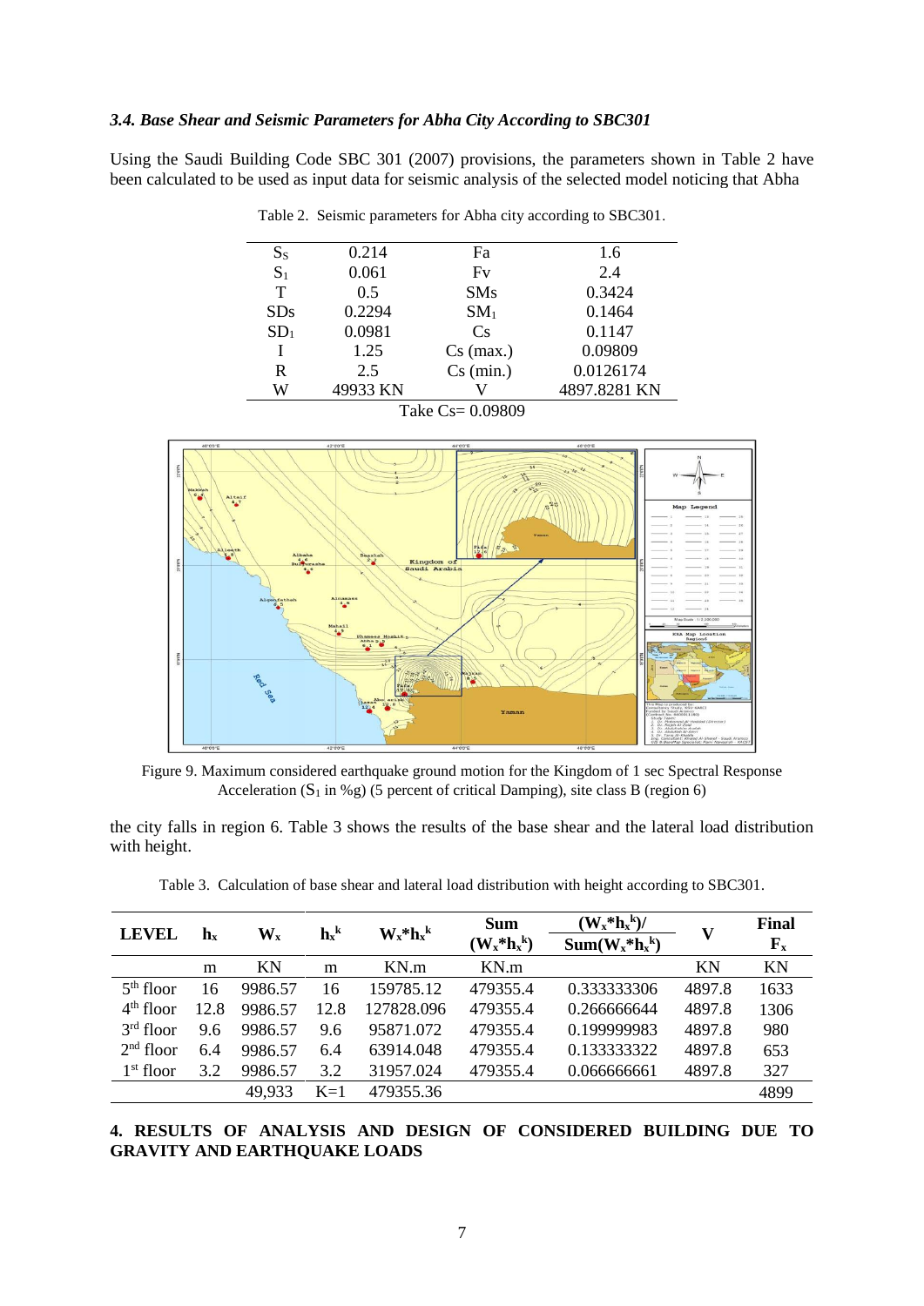### *3.4. Base Shear and Seismic Parameters for Abha City According to SBC301*

Using the Saudi Building Code SBC 301 (2007) provisions, the parameters shown in Table 2 have been calculated to be used as input data for seismic analysis of the selected model noticing that Abha

Table 2. Seismic parameters for Abha city according to SBC301.

| | | | |
|---|---|---|---|
| $S_S$ | 0.214 | Fa | 1.6 |
| $S_1$ | 0.061 | Fv | 2.4 |
| T | 0.5 | SMs | 0.3424 |
| SDs | 0.2294 | $SM_1$ | 0.1464 |
| $SD_1$ | 0.0981 | Cs | 0.1147 |
| I | 1.25 | Cs (max.) | 0.09809 |
| R | 2.5 | Cs (min.) | 0.0126174 |
| W | 49933 KN | V | 4897.8281 KN |
| Take Cs= 0.09809 | | | |

Figure 9. Maximum considered earthquake ground motion for the Kingdom of 1 sec Spectral Response Acceleration ($S_1$ in %g) (5 percent of critical Damping), site class B (region 6)

the city falls in region 6. Table 3 shows the results of the base shear and the lateral load distribution with height.

Table 3. Calculation of base shear and lateral load distribution with height according to SBC301.

| LEVEL | $h_x$ | $W_x$ | $h_x^k$ | $W_x{*}h_x^k$ | Sum $(W_x{*}h_x^k)$ | $(W_x{*}h_x^k)$/ $Sum(W_x{*}h_x^k)$ | V | Final $F_x$ |
|---|---|---|---|---|---|---|---|---|
| | m | KN | m | KN.m | KN.m | | KN | KN |
| 5th floor | 16 | 9986.57 | 16 | 159785.12 | 479355.4 | 0.333333306 | 4897.8 | 1633 |
| 4th floor | 12.8 | 9986.57 | 12.8 | 127828.096 | 479355.4 | 0.266666644 | 4897.8 | 1306 |
| 3rd floor | 9.6 | 9986.57 | 9.6 | 95871.072 | 479355.4 | 0.199999983 | 4897.8 | 980 |
| 2nd floor | 6.4 | 9986.57 | 6.4 | 63914.048 | 479355.4 | 0.133333322 | 4897.8 | 653 |
| 1st floor | 3.2 | 9986.57 | 3.2 | 31957.024 | 479355.4 | 0.066666661 | 4897.8 | 327 |
| | | 49,933 | K=1 | 479355.36 | | | | 4899 |

## 4. RESULTS OF ANALYSIS AND DESIGN OF CONSIDERED BUILDING DUE TO GRAVITY AND EARTHQUAKE LOADS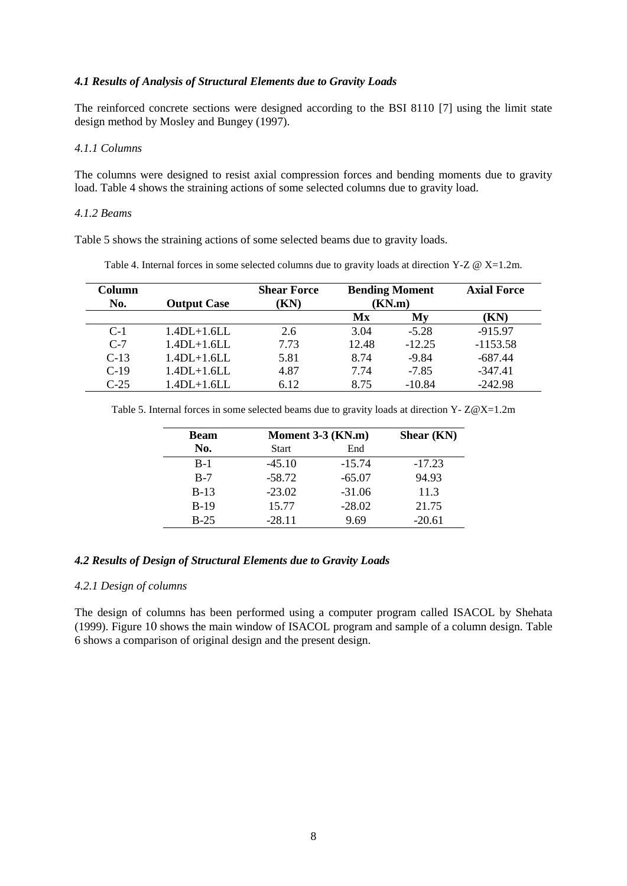### *4.1 Results of Analysis of Structural Elements due to Gravity Loads*

The reinforced concrete sections were designed according to the BSI 8110 [7] using the limit state design method by Mosley and Bungey (1997).

#### *4.1.1 Columns*

The columns were designed to resist axial compression forces and bending moments due to gravity load. Table 4 shows the straining actions of some selected columns due to gravity load.

#### *4.1.2 Beams*

Table 5 shows the straining actions of some selected beams due to gravity loads.

Table 4. Internal forces in some selected columns due to gravity loads at direction Y-Z @ X=1.2m.

| Column No. | Output Case | Shear Force (KN) | Bending Moment (KN.m) | | Axial Force (KN) |
|---|---|---|---|---|---|
| | | | Mx | My | |
| C-1 | 1.4DL+1.6LL | 2.6 | 3.04 | -5.28 | -915.97 |
| C-7 | 1.4DL+1.6LL | 7.73 | 12.48 | -12.25 | -1153.58 |
| C-13 | 1.4DL+1.6LL | 5.81 | 8.74 | -9.84 | -687.44 |
| C-19 | 1.4DL+1.6LL | 4.87 | 7.74 | -7.85 | -347.41 |
| C-25 | 1.4DL+1.6LL | 6.12 | 8.75 | -10.84 | -242.98 |

Table 5. Internal forces in some selected beams due to gravity loads at direction Y- Z@X=1.2m

| Beam No. | Moment 3-3 (KN.m) | | Shear (KN) |
|---|---|---|---|
| | Start | End | |
| B-1 | -45.10 | -15.74 | -17.23 |
| B-7 | -58.72 | -65.07 | 94.93 |
| B-13 | -23.02 | -31.06 | 11.3 |
| B-19 | 15.77 | -28.02 | 21.75 |
| B-25 | -28.11 | 9.69 | -20.61 |

### *4.2 Results of Design of Structural Elements due to Gravity Loads*

#### *4.2.1 Design of columns*

The design of columns has been performed using a computer program called ISACOL by Shehata (1999). Figure 10 shows the main window of ISACOL program and sample of a column design. Table 6 shows a comparison of original design and the present design.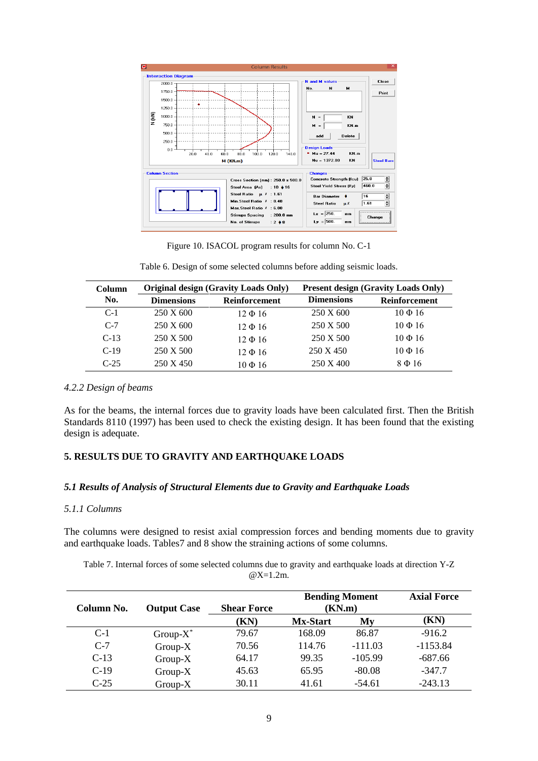Figure 10. ISACOL program results for column No. C-1

Table 6. Design of some selected columns before adding seismic loads.

| Column No. | Original design (Gravity Loads Only) | | Present design (Gravity Loads Only) | |
|---|---|---|---|---|
| | Dimensions | Reinforcement | Dimensions | Reinforcement |
| C-1 | 250 X 600 | 12 Φ 16 | 250 X 600 | 10 Φ 16 |
| C-7 | 250 X 600 | 12 Φ 16 | 250 X 500 | 10 Φ 16 |
| C-13 | 250 X 500 | 12 Φ 16 | 250 X 500 | 10 Φ 16 |
| C-19 | 250 X 500 | 12 Φ 16 | 250 X 450 | 10 Φ 16 |
| C-25 | 250 X 450 | 10 Φ 16 | 250 X 400 | 8 Φ 16 |

#### *4.2.2 Design of beams*

As for the beams, the internal forces due to gravity loads have been calculated first. Then the British Standards 8110 (1997) has been used to check the existing design. It has been found that the existing design is adequate.

## 5. RESULTS DUE TO GRAVITY AND EARTHQUAKE LOADS

### *5.1 Results of Analysis of Structural Elements due to Gravity and Earthquake Loads*

#### *5.1.1 Columns*

The columns were designed to resist axial compression forces and bending moments due to gravity and earthquake loads. Tables7 and 8 show the straining actions of some columns.

Table 7. Internal forces of some selected columns due to gravity and earthquake loads at direction Y-Z @X=1.2m.

| Column No. | Output Case | Shear Force | Bending Moment (KN.m) | | Axial Force |
|---|---|---|---|---|---|
| | | (KN) | Mx-Start | My | (KN) |
| C-1 | Group-X* | 79.67 | 168.09 | 86.87 | -916.2 |
| C-7 | Group-X | 70.56 | 114.76 | -111.03 | -1153.84 |
| C-13 | Group-X | 64.17 | 99.35 | -105.99 | -687.66 |
| C-19 | Group-X | 45.63 | 65.95 | -80.08 | -347.7 |
| C-25 | Group-X | 30.11 | 41.61 | -54.61 | -243.13 |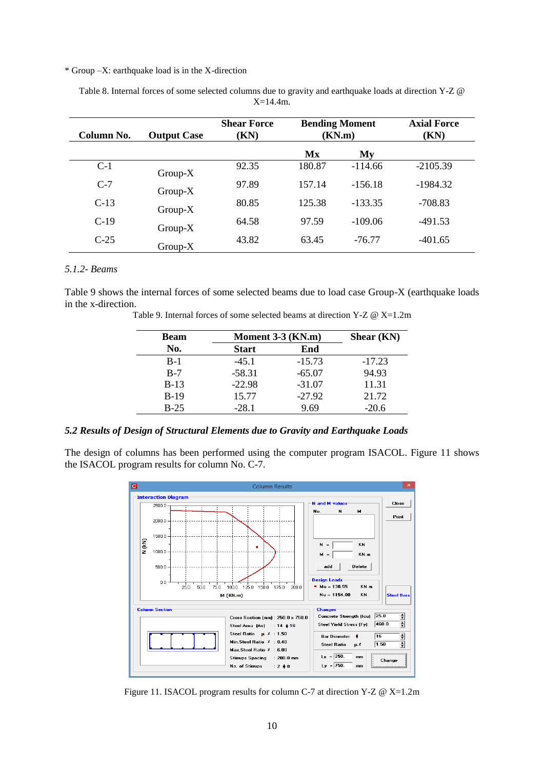* Group –X: earthquake load is in the X-direction

Table 8. Internal forces of some selected columns due to gravity and earthquake loads at direction Y-Z @ X=14.4m.

| Column No. | Output Case | Shear Force (KN) | Bending Moment (KN.m) | | Axial Force (KN) |
|---|---|---|---|---|---|
| | | | Mx | My | |
| C-1 | Group-X | 92.35 | 180.87 | -114.66 | -2105.39 |
| C-7 | Group-X | 97.89 | 157.14 | -156.18 | -1984.32 |
| C-13 | Group-X | 80.85 | 125.38 | -133.35 | -708.83 |
| C-19 | Group-X | 64.58 | 97.59 | -109.06 | -491.53 |
| C-25 | Group-X | 43.82 | 63.45 | -76.77 | -401.65 |

### *5.1.2- Beams*

Table 9 shows the internal forces of some selected beams due to load case Group-X (earthquake loads in the x-direction.

Table 9. Internal forces of some selected beams at direction Y-Z @ X=1.2m

| Beam No. | Moment 3-3 (KN.m) | | Shear (KN) |
|---|---|---|---|
| | Start | End | |
| B-1 | -45.1 | -15.73 | -17.23 |
| B-7 | -58.31 | -65.07 | 94.93 |
| B-13 | -22.98 | -31.07 | 11.31 |
| B-19 | 15.77 | -27.92 | 21.72 |
| B-25 | -28.1 | 9.69 | -20.6 |

## *5.2 Results of Design of Structural Elements due to Gravity and Earthquake Loads*

The design of columns has been performed using the computer program ISACOL. Figure 11 shows the ISACOL program results for column No. C-7.

Figure 11. ISACOL program results for column C-7 at direction Y-Z @ X=1.2m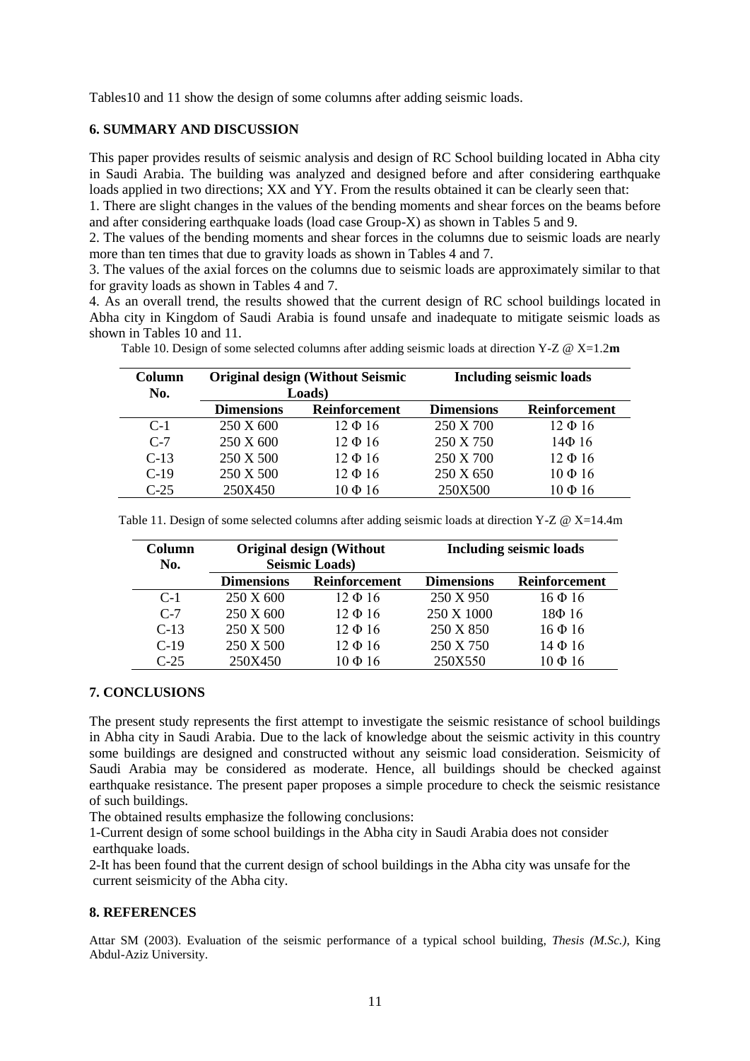Tables10 and 11 show the design of some columns after adding seismic loads.

## 6. SUMMARY AND DISCUSSION

This paper provides results of seismic analysis and design of RC School building located in Abha city in Saudi Arabia. The building was analyzed and designed before and after considering earthquake loads applied in two directions; XX and YY. From the results obtained it can be clearly seen that:

1. There are slight changes in the values of the bending moments and shear forces on the beams before and after considering earthquake loads (load case Group-X) as shown in Tables 5 and 9.
2. The values of the bending moments and shear forces in the columns due to seismic loads are nearly more than ten times that due to gravity loads as shown in Tables 4 and 7.
3. The values of the axial forces on the columns due to seismic loads are approximately similar to that for gravity loads as shown in Tables 4 and 7.
4. As an overall trend, the results showed that the current design of RC school buildings located in Abha city in Kingdom of Saudi Arabia is found unsafe and inadequate to mitigate seismic loads as shown in Tables 10 and 11.

Table 10. Design of some selected columns after adding seismic loads at direction Y-Z @ X=1.2**m**

| Column No. | Original design (Without Seismic Loads) | | Including seismic loads | |
|---|---|---|---|---|
| | Dimensions | Reinforcement | Dimensions | Reinforcement |
| C-1 | 250 X 600 | 12 Φ 16 | 250 X 700 | 12 Φ 16 |
| C-7 | 250 X 600 | 12 Φ 16 | 250 X 750 | 14Φ 16 |
| C-13 | 250 X 500 | 12 Φ 16 | 250 X 700 | 12 Φ 16 |
| C-19 | 250 X 500 | 12 Φ 16 | 250 X 650 | 10 Φ 16 |
| C-25 | 250X450 | 10 Φ 16 | 250X500 | 10 Φ 16 |

Table 11. Design of some selected columns after adding seismic loads at direction Y-Z @ X=14.4m

| Column No. | Original design (Without Seismic Loads) | | Including seismic loads | |
|---|---|---|---|---|
| | Dimensions | Reinforcement | Dimensions | Reinforcement |
| C-1 | 250 X 600 | 12 Φ 16 | 250 X 950 | 16 Φ 16 |
| C-7 | 250 X 600 | 12 Φ 16 | 250 X 1000 | 18Φ 16 |
| C-13 | 250 X 500 | 12 Φ 16 | 250 X 850 | 16 Φ 16 |
| C-19 | 250 X 500 | 12 Φ 16 | 250 X 750 | 14 Φ 16 |
| C-25 | 250X450 | 10 Φ 16 | 250X550 | 10 Φ 16 |

## 7. CONCLUSIONS

The present study represents the first attempt to investigate the seismic resistance of school buildings in Abha city in Saudi Arabia. Due to the lack of knowledge about the seismic activity in this country some buildings are designed and constructed without any seismic load consideration. Seismicity of Saudi Arabia may be considered as moderate. Hence, all buildings should be checked against earthquake resistance. The present paper proposes a simple procedure to check the seismic resistance of such buildings.

The obtained results emphasize the following conclusions:

1-Current design of some school buildings in the Abha city in Saudi Arabia does not consider earthquake loads.

2-It has been found that the current design of school buildings in the Abha city was unsafe for the current seismicity of the Abha city.

## 8. REFERENCES

Attar SM (2003). Evaluation of the seismic performance of a typical school building, *Thesis (M.Sc.)*, King Abdul-Aziz University.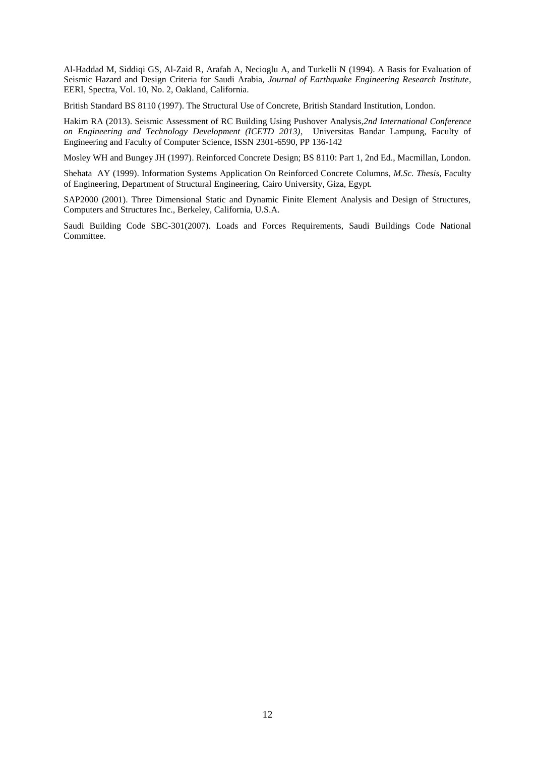Al-Haddad M, Siddiqi GS, Al-Zaid R, Arafah A, Necioglu A, and Turkelli N (1994). A Basis for Evaluation of Seismic Hazard and Design Criteria for Saudi Arabia, *Journal of Earthquake Engineering Research Institute*, EERI, Spectra, Vol. 10, No. 2, Oakland, California.

British Standard BS 8110 (1997). The Structural Use of Concrete, British Standard Institution, London.

Hakim RA (2013). Seismic Assessment of RC Building Using Pushover Analysis,*2nd International Conference on Engineering and Technology Development (ICETD 2013)*, Universitas Bandar Lampung, Faculty of Engineering and Faculty of Computer Science, ISSN 2301-6590, PP 136-142

Mosley WH and Bungey JH (1997). Reinforced Concrete Design; BS 8110: Part 1, 2nd Ed., Macmillan, London.

Shehata AY (1999). Information Systems Application On Reinforced Concrete Columns, *M.Sc. Thesis*, Faculty of Engineering, Department of Structural Engineering, Cairo University, Giza, Egypt.

SAP2000 (2001). Three Dimensional Static and Dynamic Finite Element Analysis and Design of Structures, Computers and Structures Inc., Berkeley, California, U.S.A.

Saudi Building Code SBC-301(2007). Loads and Forces Requirements, Saudi Buildings Code National Committee.